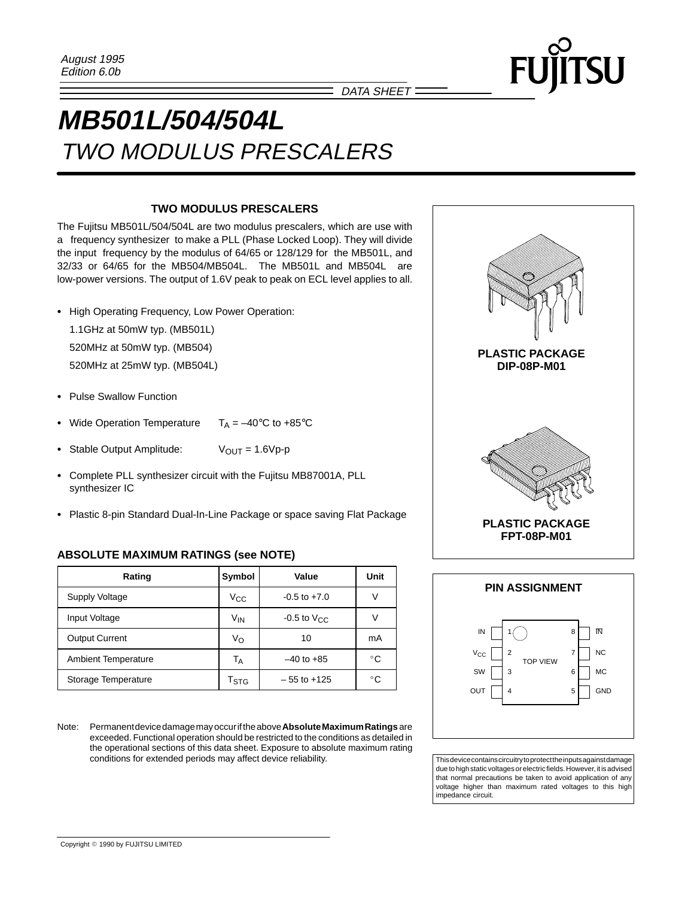August 1995
Edition 6.0b

DATA SHEET

# MB501L/504/504L

## TWO MODULUS PRESCALERS

### TWO MODULUS PRESCALERS

The Fujitsu MB501L/504/504L are two modulus prescalers, which are use with a frequency synthesizer to make a PLL (Phase Locked Loop). They will divide the input frequency by the modulus of 64/65 or 128/129 for the MB501L, and 32/33 or 64/65 for the MB504/MB504L. The MB501L and MB504L are low-power versions. The output of 1.6V peak to peak on ECL level applies to all.

- High Operating Frequency, Low Power Operation:
  1.1GHz at 50mW typ. (MB501L)
  520MHz at 50mW typ. (MB504)
  520MHz at 25mW typ. (MB504L)
- Pulse Swallow Function
- Wide Operation Temperature $T_A$ = –40°C to +85°C
- Stable Output Amplitude: $V_{OUT}$ = 1.6Vp-p
- Complete PLL synthesizer circuit with the Fujitsu MB87001A, PLL synthesizer IC
- Plastic 8-pin Standard Dual-In-Line Package or space saving Flat Package

PLASTIC PACKAGE
DIP-08P-M01

PLASTIC PACKAGE
FPT-08P-M01

### ABSOLUTE MAXIMUM RATINGS (see NOTE)

| Rating | Symbol | Value | Unit |
|---|---|---|---|
| Supply Voltage | $V_{CC}$ | -0.5 to +7.0 | V |
| Input Voltage | $V_{IN}$ | -0.5 to $V_{CC}$ | V |
| Output Current | $V_O$ | 10 | mA |
| Ambient Temperature | $T_A$ | –40 to +85 | °C |
| Storage Temperature | $T_{STG}$ | – 55 to +125 | °C |

Note: Permanent device damage may occur if the above **Absolute Maximum Ratings** are exceeded. Functional operation should be restricted to the conditions as detailed in the operational sections of this data sheet. Exposure to absolute maximum rating conditions for extended periods may affect device reliability.

### PIN ASSIGNMENT

TOP VIEW

| Pin | Name | Pin | Name |
|---|---|---|---|
| 1 | IN | 8 | $\overline{IN}$ |
| 2 | $V_{CC}$ | 7 | NC |
| 3 | SW | 6 | MC |
| 4 | OUT | 5 | GND |

This device contains circuitry to protect the inputs against damage due to high static voltages or electric fields. However, it is advised that normal precautions be taken to avoid application of any voltage higher than maximum rated voltages to this high impedance circuit.

Copyright © 1990 by FUJITSU LIMITED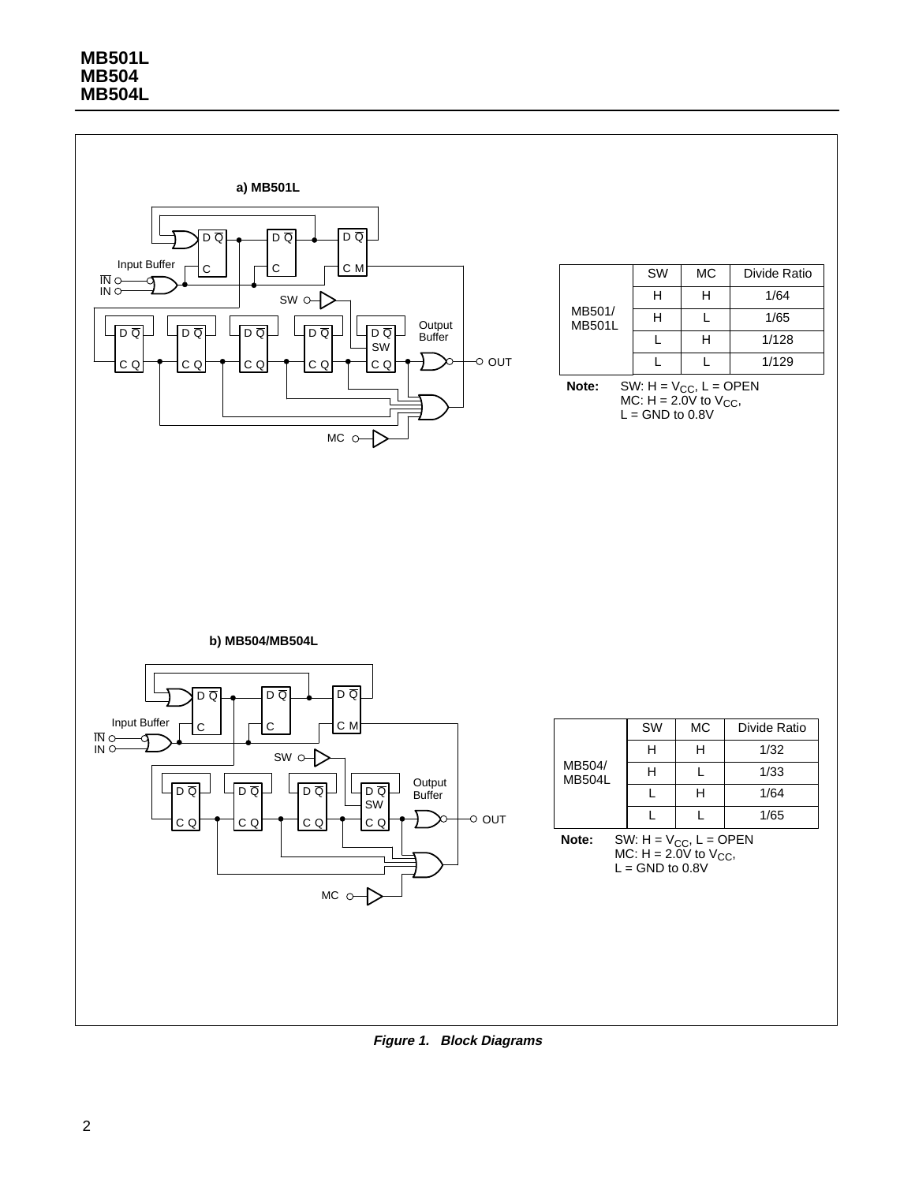**a) MB501L**

| | SW | MC | Divide Ratio |
|---|---|---|---|
| MB501/ MB501L | H | H | 1/64 |
| | H | L | 1/65 |
| | L | H | 1/128 |
| | L | L | 1/129 |

**Note:** SW: H = $V_{CC}$, L = OPEN
MC: H = 2.0V to $V_{CC}$,
L = GND to 0.8V

**b) MB504/MB504L**

| | SW | MC | Divide Ratio |
|---|---|---|---|
| MB504/ MB504L | H | H | 1/32 |
| | H | L | 1/33 |
| | L | H | 1/64 |
| | L | L | 1/65 |

**Note:** SW: H = $V_{CC}$, L = OPEN
MC: H = 2.0V to $V_{CC}$,
L = GND to 0.8V

***Figure 1. Block Diagrams***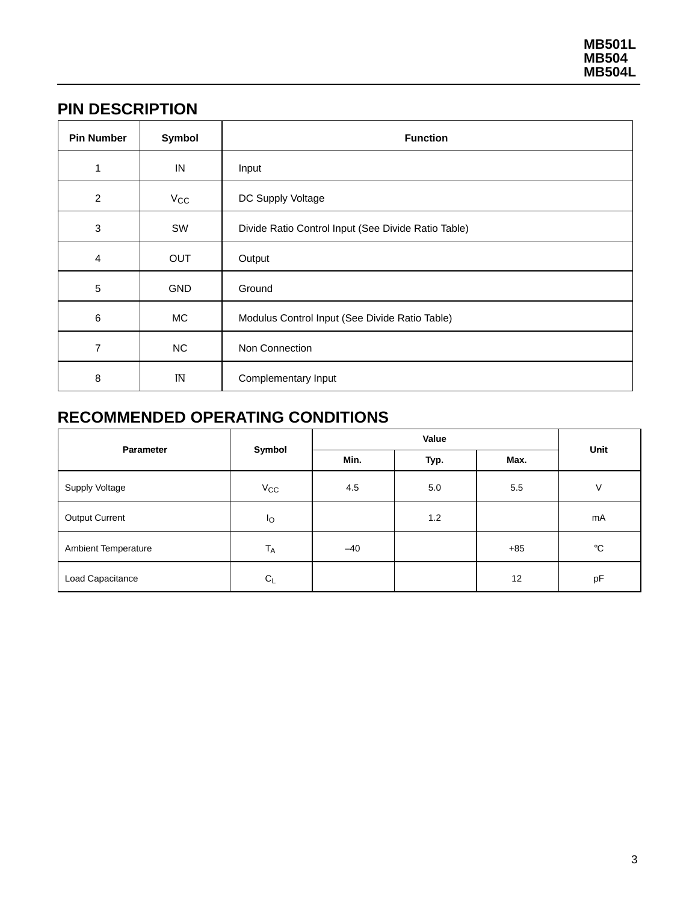## PIN DESCRIPTION

| Pin Number | Symbol | Function |
|---|---|---|
| 1 | IN | Input |
| 2 | $V_{CC}$ | DC Supply Voltage |
| 3 | SW | Divide Ratio Control Input (See Divide Ratio Table) |
| 4 | OUT | Output |
| 5 | GND | Ground |
| 6 | MC | Modulus Control Input (See Divide Ratio Table) |
| 7 | NC | Non Connection |
| 8 | $\overline{IN}$ | Complementary Input |

## RECOMMENDED OPERATING CONDITIONS

| Parameter | Symbol | Value | | | Unit |
|---|---|---|---|---|---|
| | | Min. | Typ. | Max. | |
| Supply Voltage | $V_{CC}$ | 4.5 | 5.0 | 5.5 | V |
| Output Current | $I_O$ | | 1.2 | | mA |
| Ambient Temperature | $T_A$ | –40 | | +85 | °C |
| Load Capacitance | $C_L$ | | | 12 | pF |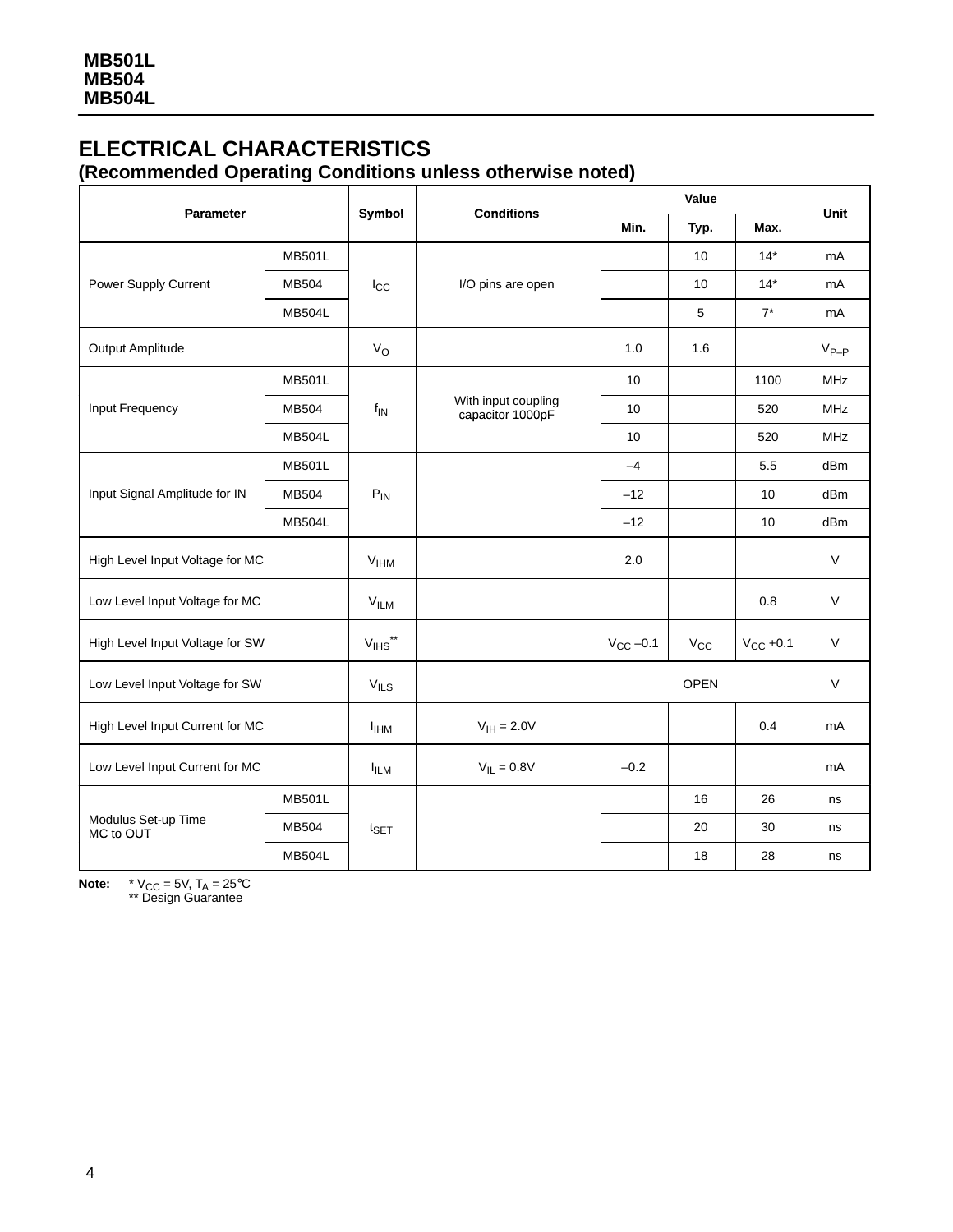## ELECTRICAL CHARACTERISTICS

### (Recommended Operating Conditions unless otherwise noted)

| Parameter | | Symbol | Conditions | Value | | | Unit |
|---|---|---|---|---|---|---|---|
| | | | | Min. | Typ. | Max. | |
| Power Supply Current | MB501L | $I_{CC}$ | I/O pins are open | | 10 | 14* | mA |
| | MB504 | | | | 10 | 14* | mA |
| | MB504L | | | | 5 | 7* | mA |
| Output Amplitude | | $V_O$ | | 1.0 | 1.6 | | $V_{P-P}$ |
| Input Frequency | MB501L | $f_{IN}$ | With input coupling capacitor 1000pF | 10 | | 1100 | MHz |
| | MB504 | | | 10 | | 520 | MHz |
| | MB504L | | | 10 | | 520 | MHz |
| Input Signal Amplitude for IN | MB501L | $P_{IN}$ | | –4 | | 5.5 | dBm |
| | MB504 | | | –12 | | 10 | dBm |
| | MB504L | | | –12 | | 10 | dBm |
| High Level Input Voltage for MC | | $V_{IHM}$ | | 2.0 | | | V |
| Low Level Input Voltage for MC | | $V_{ILM}$ | | | | 0.8 | V |
| High Level Input Voltage for SW | | $V_{IHS}$** | | $V_{CC}$ –0.1 | $V_{CC}$ | $V_{CC}$ +0.1 | V |
| Low Level Input Voltage for SW | | $V_{ILS}$ | | OPEN | | | V |
| High Level Input Current for MC | | $I_{IHM}$ | $V_{IH}$ = 2.0V | | | 0.4 | mA |
| Low Level Input Current for MC | | $I_{ILM}$ | $V_{IL}$ = 0.8V | –0.2 | | | mA |
| Modulus Set-up Time MC to OUT | MB501L | $t_{SET}$ | | | 16 | 26 | ns |
| | MB504 | | | | 20 | 30 | ns |
| | MB504L | | | | 18 | 28 | ns |

**Note:** * $V_{CC}$ = 5V, $T_A$ = 25°C
** Design Guarantee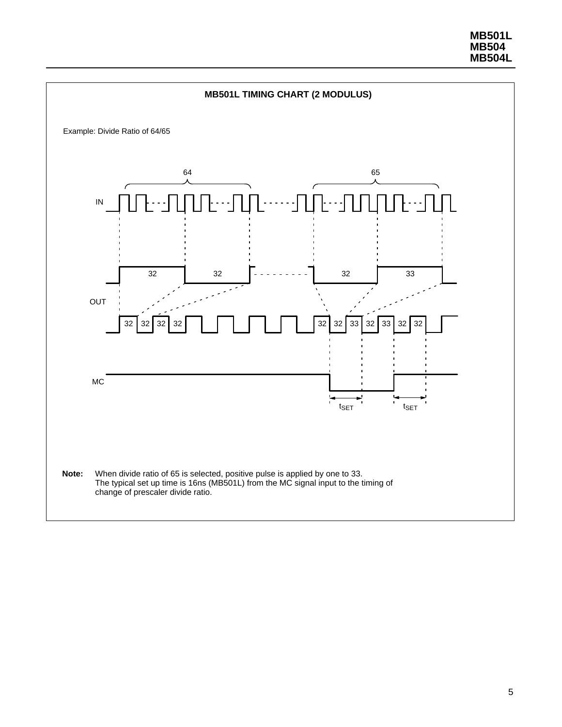## MB501L TIMING CHART (2 MODULUS)

Example: Divide Ratio of 64/65

**Note:** When divide ratio of 65 is selected, positive pulse is applied by one to 33.
The typical set up time is 16ns (MB501L) from the MC signal input to the timing of change of prescaler divide ratio.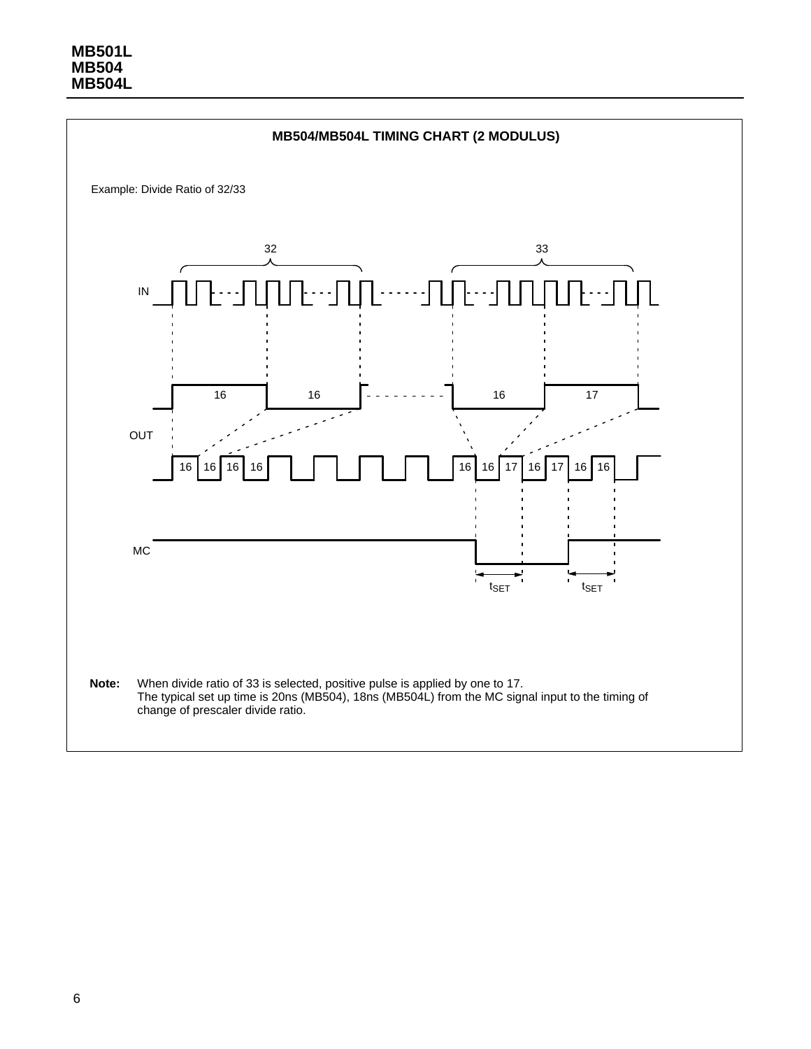## MB504/MB504L TIMING CHART (2 MODULUS)

Example: Divide Ratio of 32/33

**Note:** When divide ratio of 33 is selected, positive pulse is applied by one to 17.
The typical set up time is 20ns (MB504), 18ns (MB504L) from the MC signal input to the timing of change of prescaler divide ratio.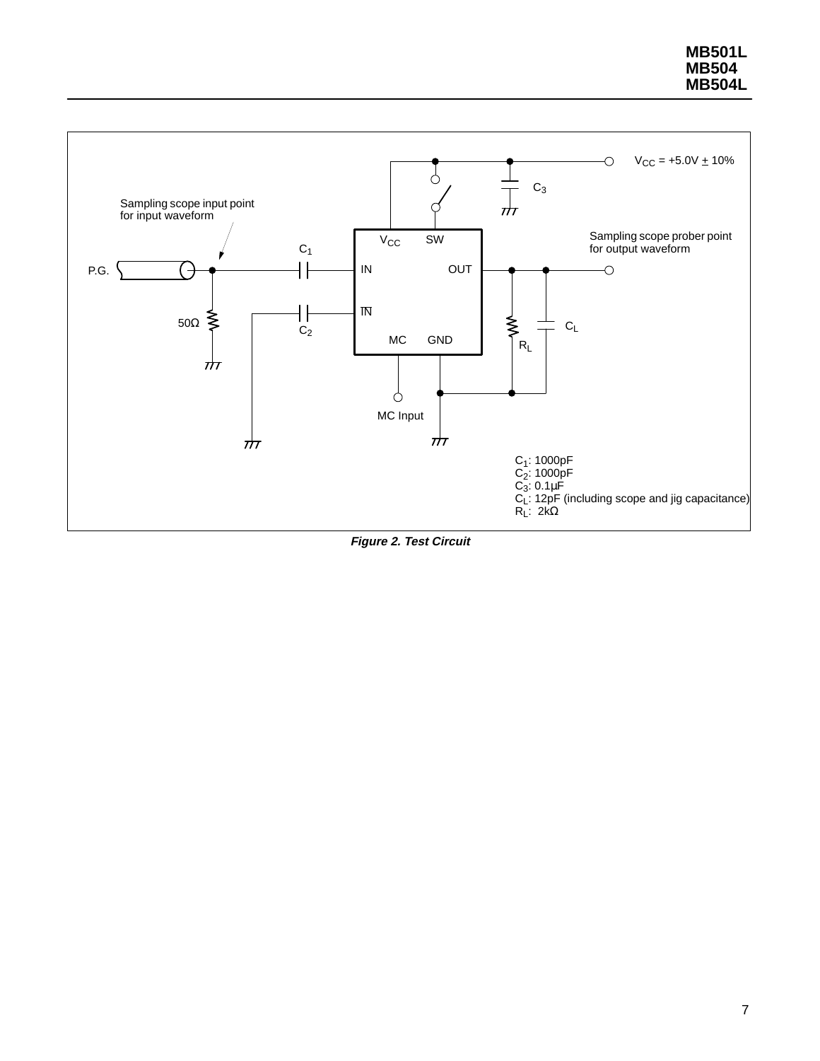Sampling scope input point for input waveform

P.G.

50Ω

$C_1$

$C_2$

IN

$\overline{IN}$

$V_{CC}$

SW

OUT

MC

GND

MC Input

$C_3$

$V_{CC}$ = +5.0V ± 10%

Sampling scope prober point for output waveform

$R_L$

$C_L$

$C_1$: 1000pF
$C_2$: 1000pF
$C_3$: 0.1µF
$C_L$: 12pF (including scope and jig capacitance)
$R_L$: 2kΩ

***Figure 2. Test Circuit***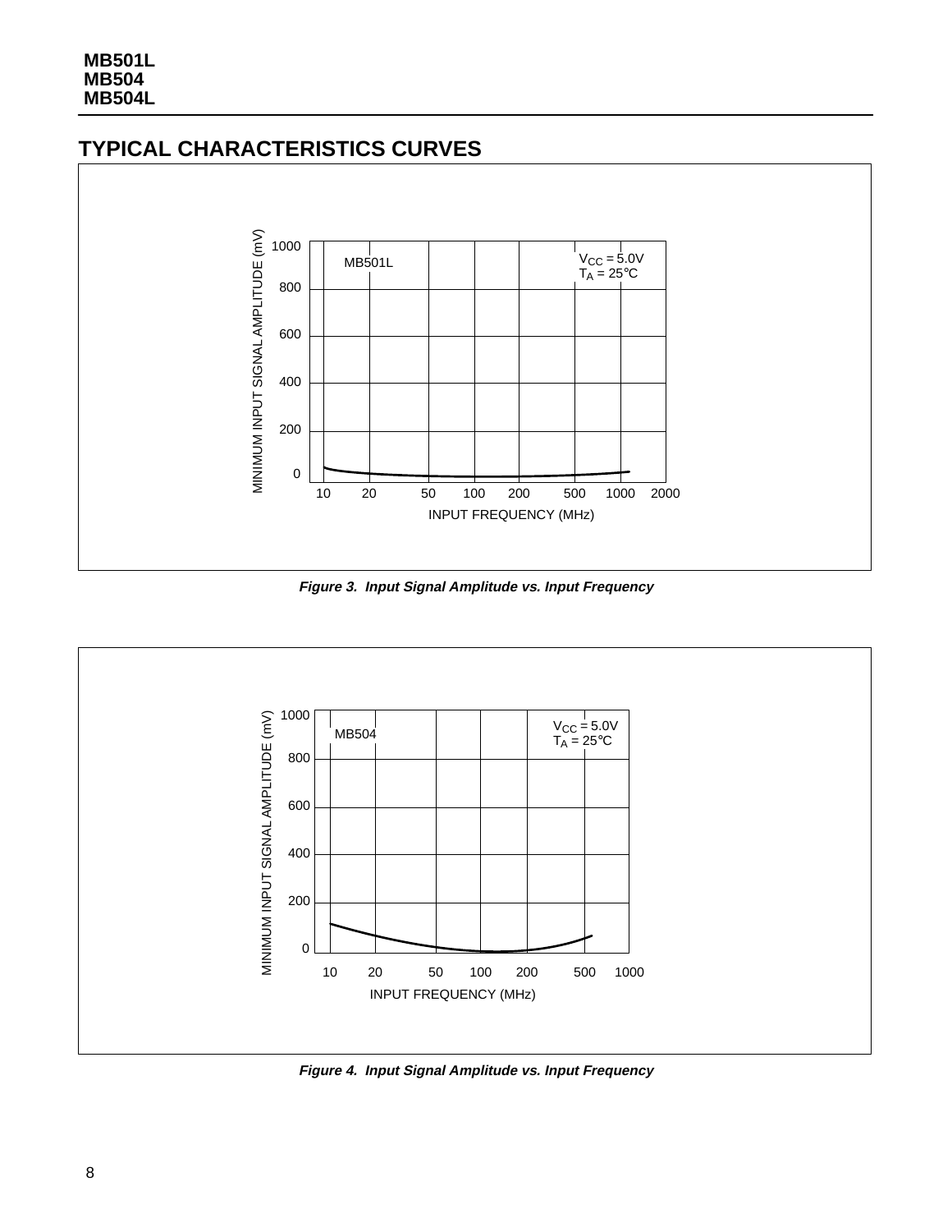## TYPICAL CHARACTERISTICS CURVES

Figure 3. Input Signal Amplitude vs. Input Frequency

Figure 4. Input Signal Amplitude vs. Input Frequency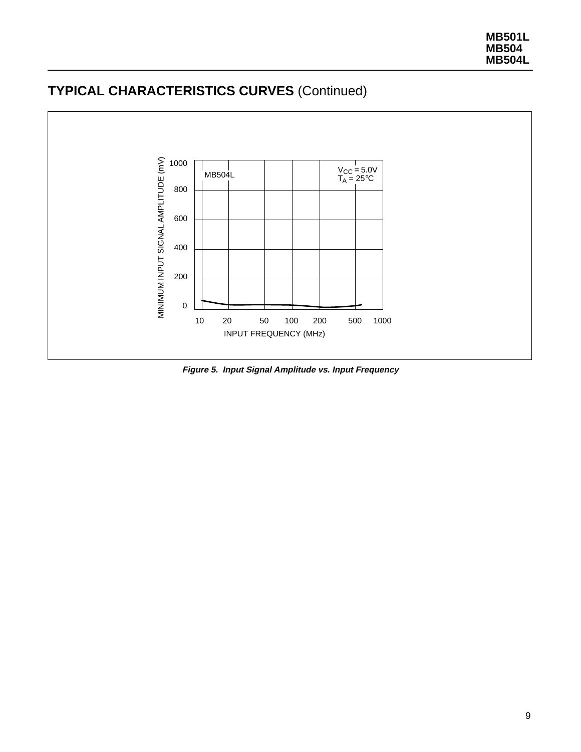## TYPICAL CHARACTERISTICS CURVES (Continued)

MB504L

$V_{CC}$ = 5.0V
$T_A$ = 25°C

MINIMUM INPUT SIGNAL AMPLITUDE (mV)

1000
800
600
400
200
0

10 20 50 100 200 500 1000

INPUT FREQUENCY (MHz)

***Figure 5. Input Signal Amplitude vs. Input Frequency***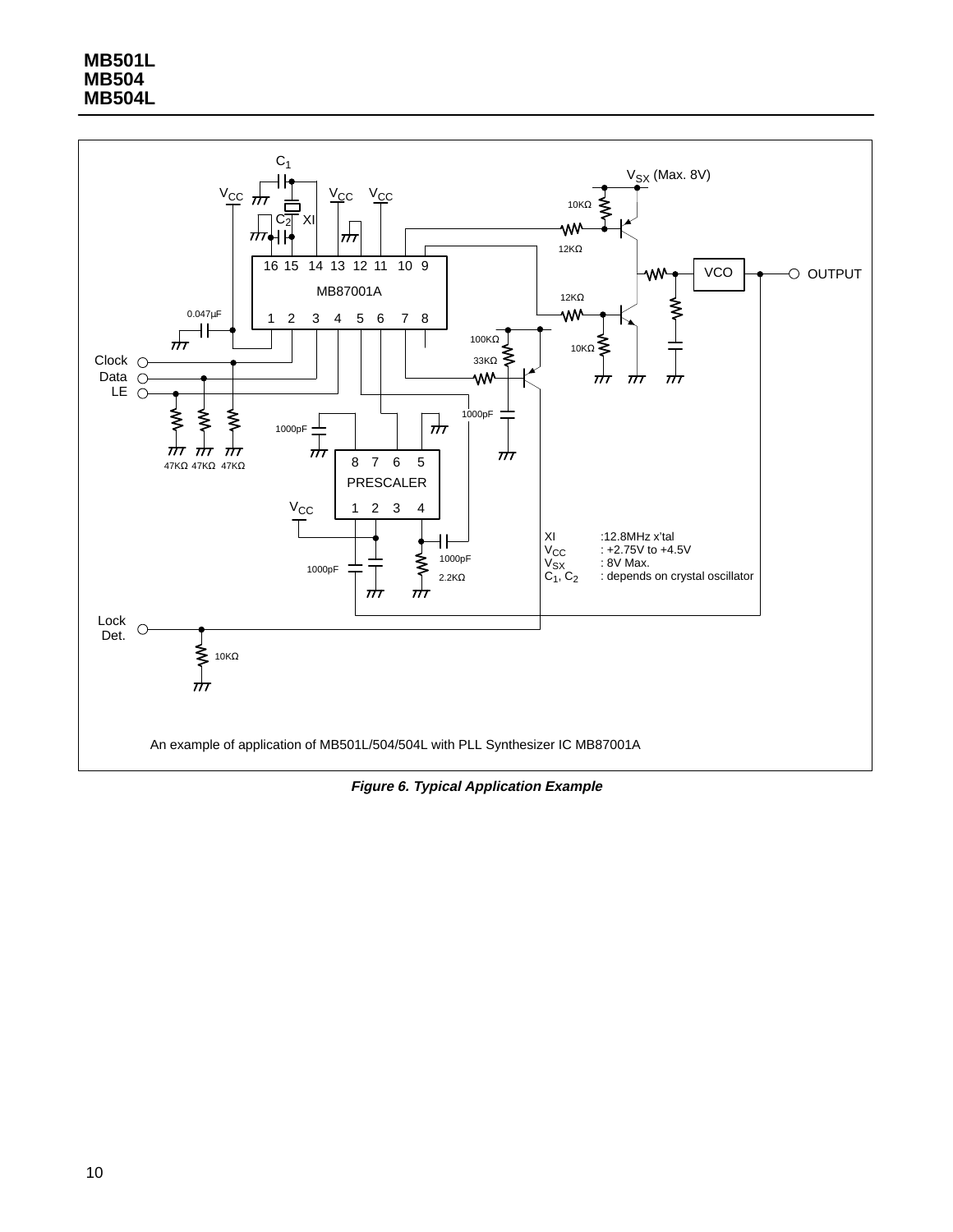XI :12.8MHz x'tal
$V_{CC}$ : +2.75V to +4.5V
$V_{SX}$ : 8V Max.
$C_1$, $C_2$ : depends on crystal oscillator

An example of application of MB501L/504/504L with PLL Synthesizer IC MB87001A

***Figure 6. Typical Application Example***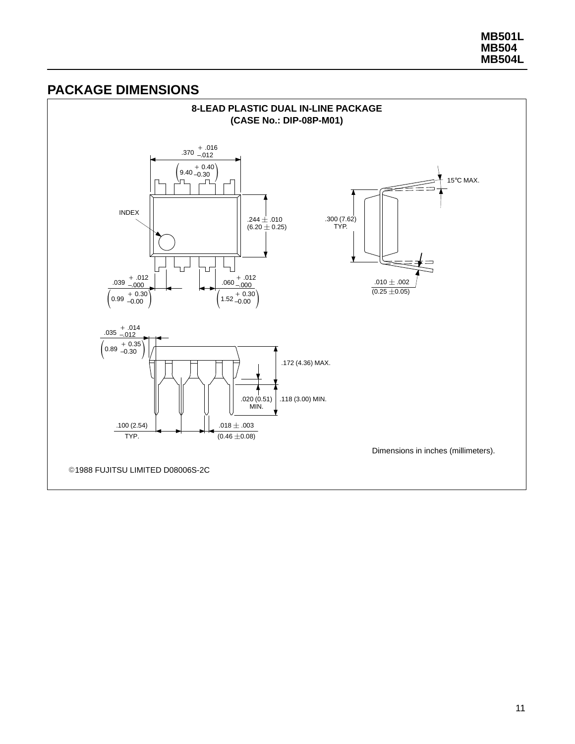## PACKAGE DIMENSIONS

**8-LEAD PLASTIC DUAL IN-LINE PACKAGE**
**(CASE No.: DIP-08P-M01)**

.370 +.016 −.012 (9.40 +0.40 −0.30)

INDEX

.244 ± .010 (6.20 ± 0.25)

.300 (7.62) TYP.

15°C MAX.

.010 ± .002 (0.25 ±0.05)

.039 +.012 −.000 (0.99 +0.30 −0.00)

.060 +.012 −.000 (1.52 +0.30 −0.00)

.035 +.014 −.012 (0.89 +0.35 −0.30)

.172 (4.36) MAX.

.020 (0.51) MIN.

.118 (3.00) MIN.

.100 (2.54) TYP.

.018 ± .003 (0.46 ±0.08)

Dimensions in inches (millimeters).

©1988 FUJITSU LIMITED D08006S-2C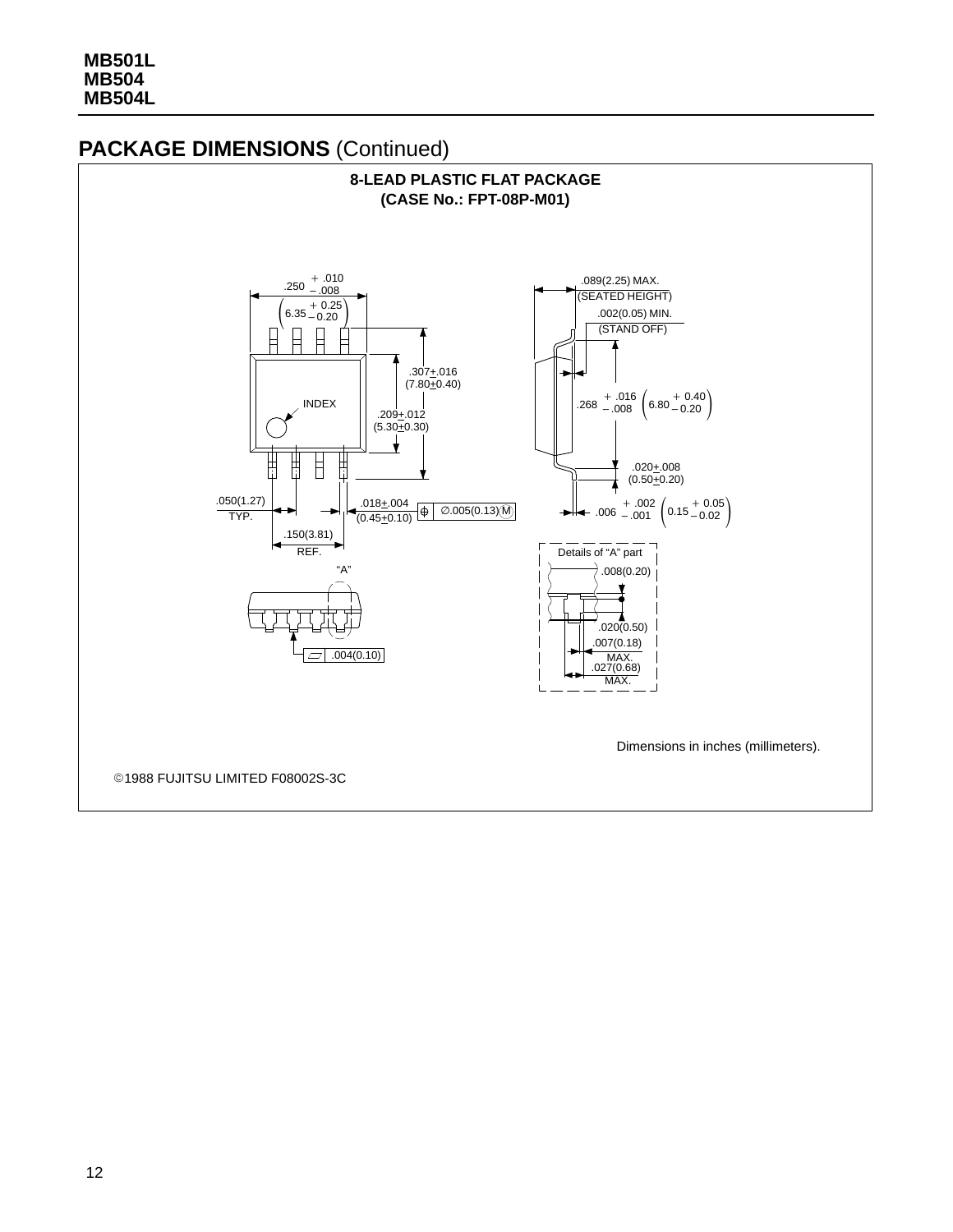## PACKAGE DIMENSIONS (Continued)

**8-LEAD PLASTIC FLAT PACKAGE**
**(CASE No.: FPT-08P-M01)**

.250 +.010/−.008 (6.35 +0.25/−0.20)

.307±.016 (7.80±0.40)

INDEX

.209±.012 (5.30±0.30)

.050(1.27) TYP.

.018±.004 (0.45±0.10)

∅.005(0.13) Ⓜ

.150(3.81) REF.

"A"

.004(0.10)

.089(2.25) MAX. (SEATED HEIGHT)

.002(0.05) MIN. (STAND OFF)

.268 +.016/−.008 (6.80 +0.40/−0.20)

.020±.008 (0.50±0.20)

.006 +.002/−.001 (0.15 +0.05/−0.02)

Details of "A" part

.008(0.20)

.020(0.50)

.007(0.18) MAX.

.027(0.68) MAX.

Dimensions in inches (millimeters).

©1988 FUJITSU LIMITED F08002S-3C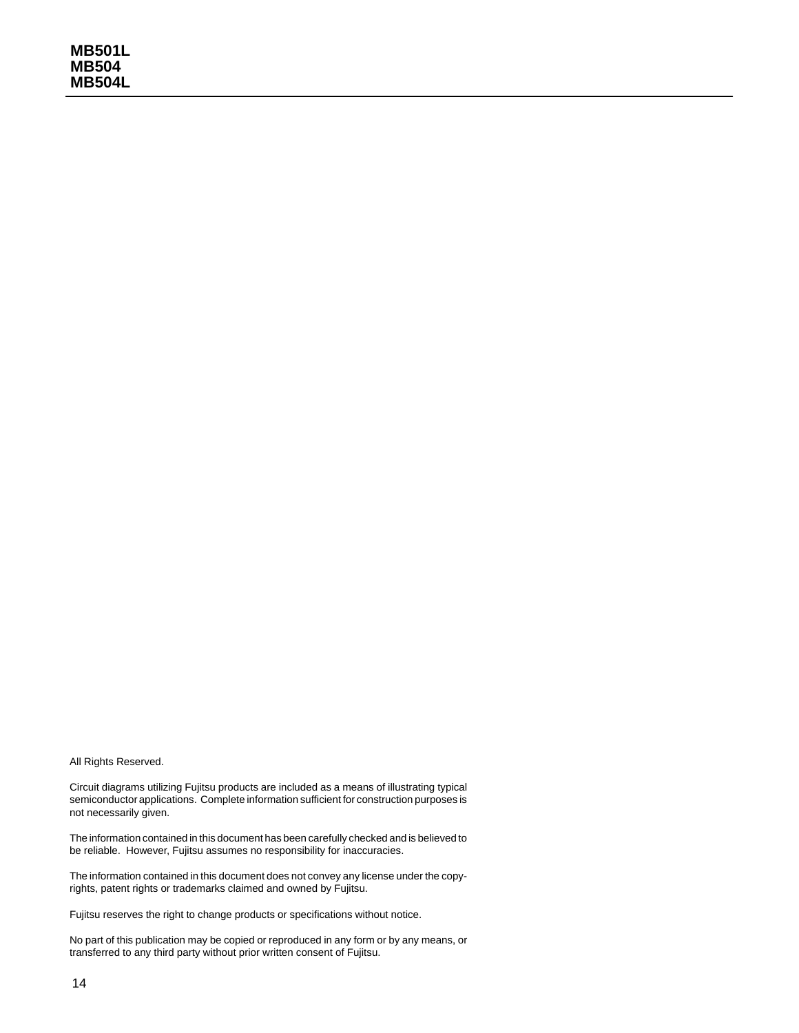All Rights Reserved.

Circuit diagrams utilizing Fujitsu products are included as a means of illustrating typical semiconductor applications. Complete information sufficient for construction purposes is not necessarily given.

The information contained in this document has been carefully checked and is believed to be reliable. However, Fujitsu assumes no responsibility for inaccuracies.

The information contained in this document does not convey any license under the copyrights, patent rights or trademarks claimed and owned by Fujitsu.

Fujitsu reserves the right to change products or specifications without notice.

No part of this publication may be copied or reproduced in any form or by any means, or transferred to any third party without prior written consent of Fujitsu.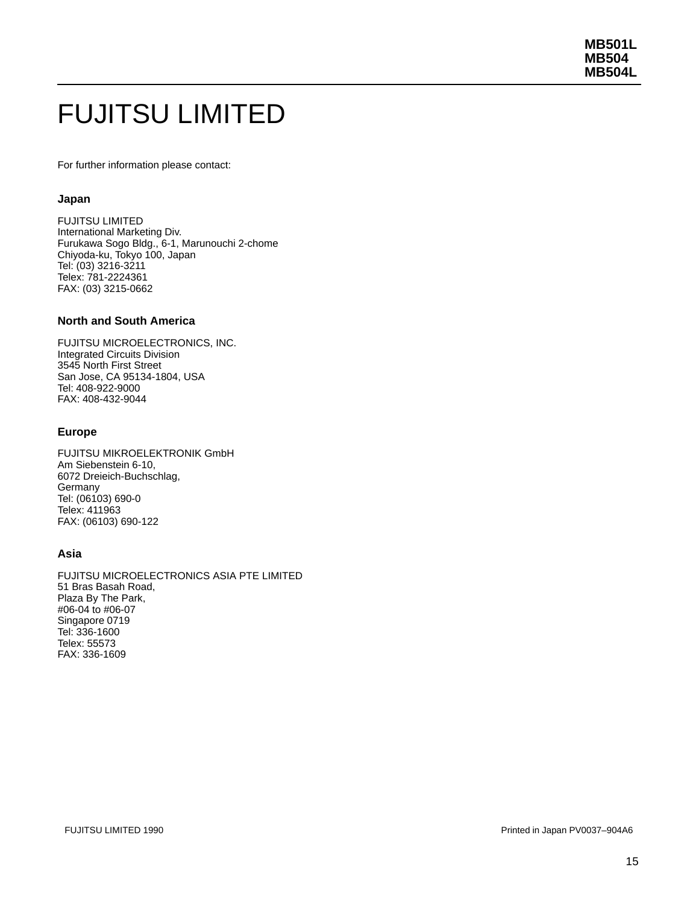# FUJITSU LIMITED

For further information please contact:

### Japan

FUJITSU LIMITED
International Marketing Div.
Furukawa Sogo Bldg., 6-1, Marunouchi 2-chome
Chiyoda-ku, Tokyo 100, Japan
Tel: (03) 3216-3211
Telex: 781-2224361
FAX: (03) 3215-0662

### North and South America

FUJITSU MICROELECTRONICS, INC.
Integrated Circuits Division
3545 North First Street
San Jose, CA 95134-1804, USA
Tel: 408-922-9000
FAX: 408-432-9044

### Europe

FUJITSU MIKROELEKTRONIK GmbH
Am Siebenstein 6-10,
6072 Dreieich-Buchschlag,
Germany
Tel: (06103) 690-0
Telex: 411963
FAX: (06103) 690-122

### Asia

FUJITSU MICROELECTRONICS ASIA PTE LIMITED
51 Bras Basah Road,
Plaza By The Park,
#06-04 to #06-07
Singapore 0719
Tel: 336-1600
Telex: 55573
FAX: 336-1609

FUJITSU LIMITED 1990

Printed in Japan PV0037–904A6